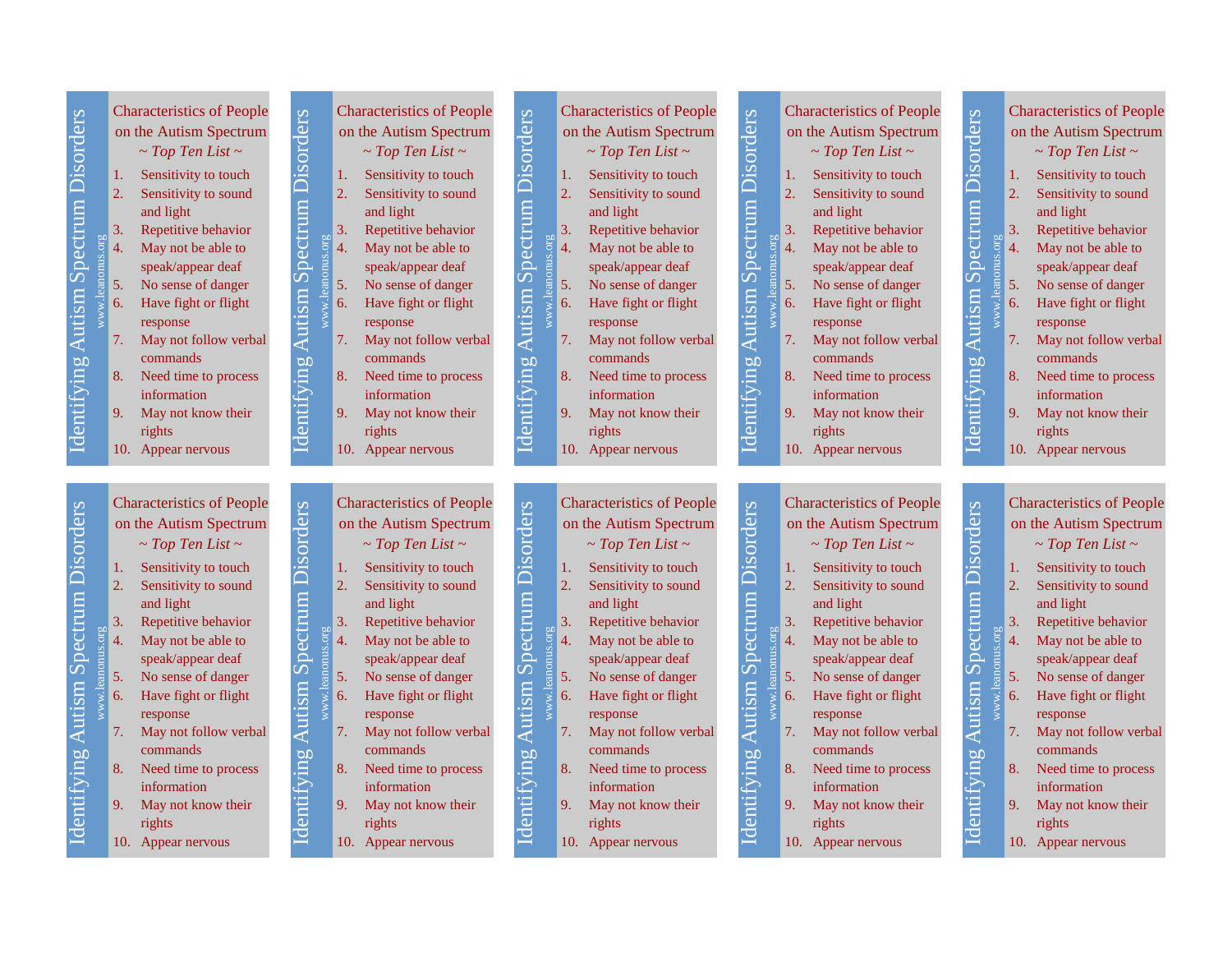Identifying Autism Spectrum Disorders

www.leanonus.org

## Characteristics of People on the Autism Spectrum

*~ Top Ten List ~*

1. Sensitivity to touch
2. Sensitivity to sound and light
3. Repetitive behavior
4. May not be able to speak/appear deaf
5. No sense of danger
6. Have fight or flight response
7. May not follow verbal commands
8. Need time to process information
9. May not know their rights
10. Appear nervous

Identifying Autism Spectrum Disorders

www.leanonus.org

## Characteristics of People on the Autism Spectrum

*~ Top Ten List ~*

1. Sensitivity to touch
2. Sensitivity to sound and light
3. Repetitive behavior
4. May not be able to speak/appear deaf
5. No sense of danger
6. Have fight or flight response
7. May not follow verbal commands
8. Need time to process information
9. May not know their rights
10. Appear nervous

Identifying Autism Spectrum Disorders

www.leanonus.org

## Characteristics of People on the Autism Spectrum

*~ Top Ten List ~*

1. Sensitivity to touch
2. Sensitivity to sound and light
3. Repetitive behavior
4. May not be able to speak/appear deaf
5. No sense of danger
6. Have fight or flight response
7. May not follow verbal commands
8. Need time to process information
9. May not know their rights
10. Appear nervous

Identifying Autism Spectrum Disorders

www.leanonus.org

## Characteristics of People on the Autism Spectrum

*~ Top Ten List ~*

1. Sensitivity to touch
2. Sensitivity to sound and light
3. Repetitive behavior
4. May not be able to speak/appear deaf
5. No sense of danger
6. Have fight or flight response
7. May not follow verbal commands
8. Need time to process information
9. May not know their rights
10. Appear nervous

Identifying Autism Spectrum Disorders

www.leanonus.org

## Characteristics of People on the Autism Spectrum

*~ Top Ten List ~*

1. Sensitivity to touch
2. Sensitivity to sound and light
3. Repetitive behavior
4. May not be able to speak/appear deaf
5. No sense of danger
6. Have fight or flight response
7. May not follow verbal commands
8. Need time to process information
9. May not know their rights
10. Appear nervous

Identifying Autism Spectrum Disorders

www.leanonus.org

## Characteristics of People on the Autism Spectrum

*~ Top Ten List ~*

1. Sensitivity to touch
2. Sensitivity to sound and light
3. Repetitive behavior
4. May not be able to speak/appear deaf
5. No sense of danger
6. Have fight or flight response
7. May not follow verbal commands
8. Need time to process information
9. May not know their rights
10. Appear nervous

Identifying Autism Spectrum Disorders

www.leanonus.org

## Characteristics of People on the Autism Spectrum

*~ Top Ten List ~*

1. Sensitivity to touch
2. Sensitivity to sound and light
3. Repetitive behavior
4. May not be able to speak/appear deaf
5. No sense of danger
6. Have fight or flight response
7. May not follow verbal commands
8. Need time to process information
9. May not know their rights
10. Appear nervous

Identifying Autism Spectrum Disorders

www.leanonus.org

## Characteristics of People on the Autism Spectrum

*~ Top Ten List ~*

1. Sensitivity to touch
2. Sensitivity to sound and light
3. Repetitive behavior
4. May not be able to speak/appear deaf
5. No sense of danger
6. Have fight or flight response
7. May not follow verbal commands
8. Need time to process information
9. May not know their rights
10. Appear nervous

Identifying Autism Spectrum Disorders

www.leanonus.org

## Characteristics of People on the Autism Spectrum

*~ Top Ten List ~*

1. Sensitivity to touch
2. Sensitivity to sound and light
3. Repetitive behavior
4. May not be able to speak/appear deaf
5. No sense of danger
6. Have fight or flight response
7. May not follow verbal commands
8. Need time to process information
9. May not know their rights
10. Appear nervous

Identifying Autism Spectrum Disorders

www.leanonus.org

## Characteristics of People on the Autism Spectrum

*~ Top Ten List ~*

1. Sensitivity to touch
2. Sensitivity to sound and light
3. Repetitive behavior
4. May not be able to speak/appear deaf
5. No sense of danger
6. Have fight or flight response
7. May not follow verbal commands
8. Need time to process information
9. May not know their rights
10. Appear nervous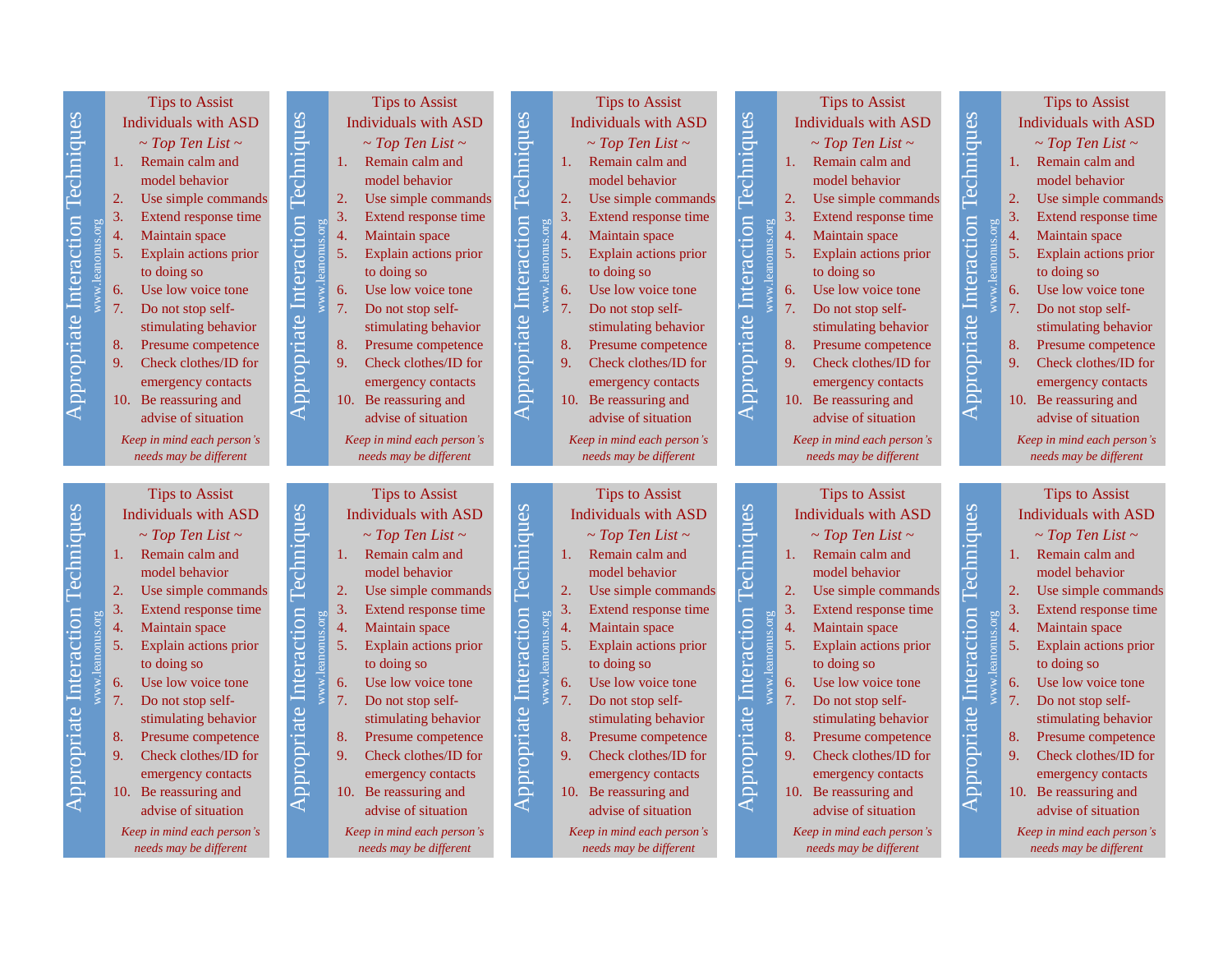Appropriate Interaction Techniques

www.leanonus.org

Tips to Assist Individuals with ASD

*~ Top Ten List ~*

1. Remain calm and model behavior
2. Use simple commands
3. Extend response time
4. Maintain space
5. Explain actions prior to doing so
6. Use low voice tone
7. Do not stop self-stimulating behavior
8. Presume competence
9. Check clothes/ID for emergency contacts
10. Be reassuring and advise of situation

*Keep in mind each person's needs may be different*

---

Appropriate Interaction Techniques

www.leanonus.org

Tips to Assist Individuals with ASD

*~ Top Ten List ~*

1. Remain calm and model behavior
2. Use simple commands
3. Extend response time
4. Maintain space
5. Explain actions prior to doing so
6. Use low voice tone
7. Do not stop self-stimulating behavior
8. Presume competence
9. Check clothes/ID for emergency contacts
10. Be reassuring and advise of situation

*Keep in mind each person's needs may be different*

---

Appropriate Interaction Techniques

www.leanonus.org

Tips to Assist Individuals with ASD

*~ Top Ten List ~*

1. Remain calm and model behavior
2. Use simple commands
3. Extend response time
4. Maintain space
5. Explain actions prior to doing so
6. Use low voice tone
7. Do not stop self-stimulating behavior
8. Presume competence
9. Check clothes/ID for emergency contacts
10. Be reassuring and advise of situation

*Keep in mind each person's needs may be different*

---

Appropriate Interaction Techniques

www.leanonus.org

Tips to Assist Individuals with ASD

*~ Top Ten List ~*

1. Remain calm and model behavior
2. Use simple commands
3. Extend response time
4. Maintain space
5. Explain actions prior to doing so
6. Use low voice tone
7. Do not stop self-stimulating behavior
8. Presume competence
9. Check clothes/ID for emergency contacts
10. Be reassuring and advise of situation

*Keep in mind each person's needs may be different*

---

Appropriate Interaction Techniques

www.leanonus.org

Tips to Assist Individuals with ASD

*~ Top Ten List ~*

1. Remain calm and model behavior
2. Use simple commands
3. Extend response time
4. Maintain space
5. Explain actions prior to doing so
6. Use low voice tone
7. Do not stop self-stimulating behavior
8. Presume competence
9. Check clothes/ID for emergency contacts
10. Be reassuring and advise of situation

*Keep in mind each person's needs may be different*

---

Appropriate Interaction Techniques

www.leanonus.org

Tips to Assist Individuals with ASD

*~ Top Ten List ~*

1. Remain calm and model behavior
2. Use simple commands
3. Extend response time
4. Maintain space
5. Explain actions prior to doing so
6. Use low voice tone
7. Do not stop self-stimulating behavior
8. Presume competence
9. Check clothes/ID for emergency contacts
10. Be reassuring and advise of situation

*Keep in mind each person's needs may be different*

---

Appropriate Interaction Techniques

www.leanonus.org

Tips to Assist Individuals with ASD

*~ Top Ten List ~*

1. Remain calm and model behavior
2. Use simple commands
3. Extend response time
4. Maintain space
5. Explain actions prior to doing so
6. Use low voice tone
7. Do not stop self-stimulating behavior
8. Presume competence
9. Check clothes/ID for emergency contacts
10. Be reassuring and advise of situation

*Keep in mind each person's needs may be different*

---

Appropriate Interaction Techniques

www.leanonus.org

Tips to Assist Individuals with ASD

*~ Top Ten List ~*

1. Remain calm and model behavior
2. Use simple commands
3. Extend response time
4. Maintain space
5. Explain actions prior to doing so
6. Use low voice tone
7. Do not stop self-stimulating behavior
8. Presume competence
9. Check clothes/ID for emergency contacts
10. Be reassuring and advise of situation

*Keep in mind each person's needs may be different*

---

Appropriate Interaction Techniques

www.leanonus.org

Tips to Assist Individuals with ASD

*~ Top Ten List ~*

1. Remain calm and model behavior
2. Use simple commands
3. Extend response time
4. Maintain space
5. Explain actions prior to doing so
6. Use low voice tone
7. Do not stop self-stimulating behavior
8. Presume competence
9. Check clothes/ID for emergency contacts
10. Be reassuring and advise of situation

*Keep in mind each person's needs may be different*

---

Appropriate Interaction Techniques

www.leanonus.org

Tips to Assist Individuals with ASD

*~ Top Ten List ~*

1. Remain calm and model behavior
2. Use simple commands
3. Extend response time
4. Maintain space
5. Explain actions prior to doing so
6. Use low voice tone
7. Do not stop self-stimulating behavior
8. Presume competence
9. Check clothes/ID for emergency contacts
10. Be reassuring and advise of situation

*Keep in mind each person's needs may be different*